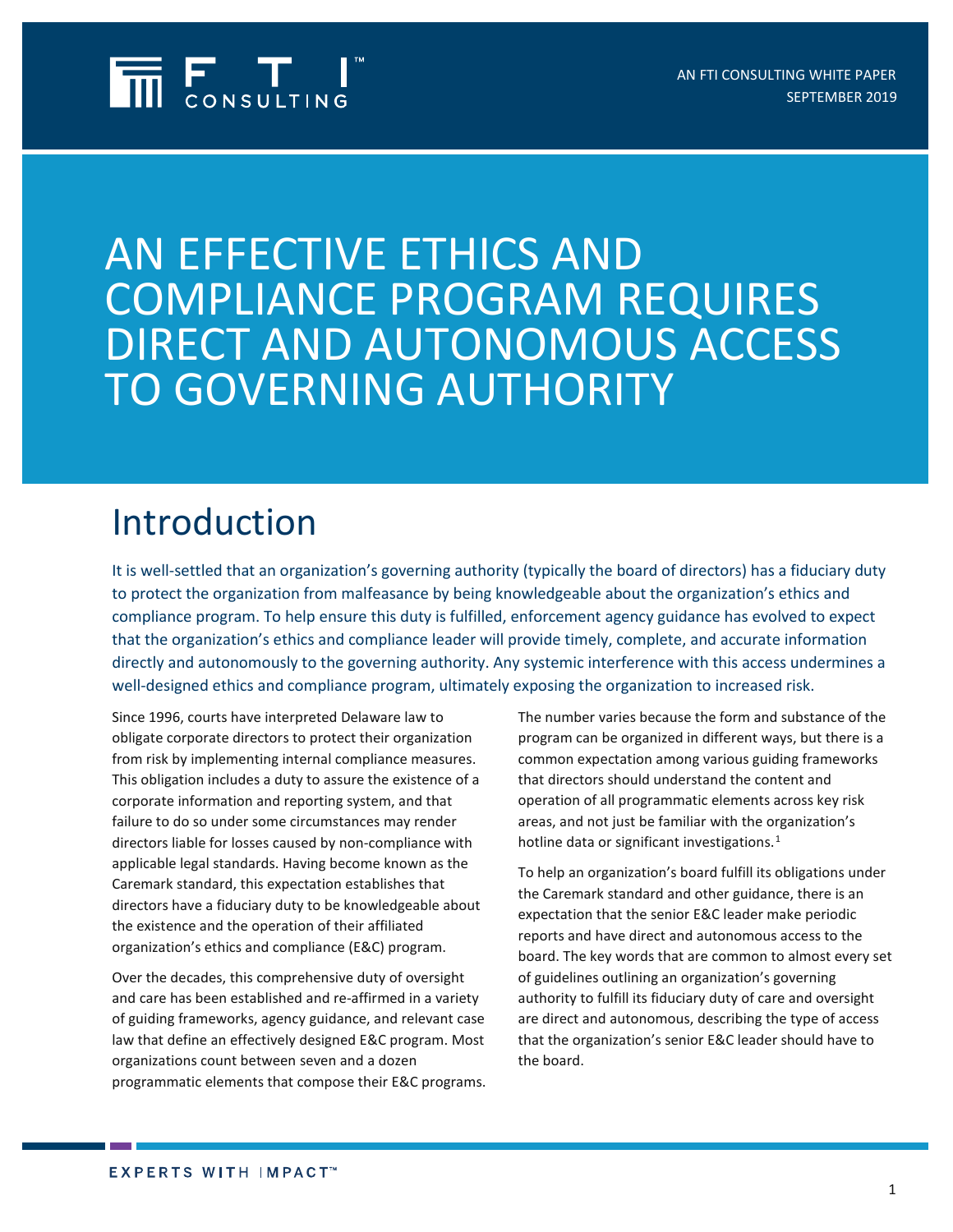AN FTI CONSULTING WHITE PAPER
SEPTEMBER 2019

# AN EFFECTIVE ETHICS AND COMPLIANCE PROGRAM REQUIRES DIRECT AND AUTONOMOUS ACCESS TO GOVERNING AUTHORITY

## Introduction

It is well-settled that an organization's governing authority (typically the board of directors) has a fiduciary duty to protect the organization from malfeasance by being knowledgeable about the organization's ethics and compliance program. To help ensure this duty is fulfilled, enforcement agency guidance has evolved to expect that the organization's ethics and compliance leader will provide timely, complete, and accurate information directly and autonomously to the governing authority. Any systemic interference with this access undermines a well-designed ethics and compliance program, ultimately exposing the organization to increased risk.

Since 1996, courts have interpreted Delaware law to obligate corporate directors to protect their organization from risk by implementing internal compliance measures. This obligation includes a duty to assure the existence of a corporate information and reporting system, and that failure to do so under some circumstances may render directors liable for losses caused by non-compliance with applicable legal standards. Having become known as the Caremark standard, this expectation establishes that directors have a fiduciary duty to be knowledgeable about the existence and the operation of their affiliated organization's ethics and compliance (E&C) program.

Over the decades, this comprehensive duty of oversight and care has been established and re-affirmed in a variety of guiding frameworks, agency guidance, and relevant case law that define an effectively designed E&C program. Most organizations count between seven and a dozen programmatic elements that compose their E&C programs. The number varies because the form and substance of the program can be organized in different ways, but there is a common expectation among various guiding frameworks that directors should understand the content and operation of all programmatic elements across key risk areas, and not just be familiar with the organization's hotline data or significant investigations.[1]

To help an organization's board fulfill its obligations under the Caremark standard and other guidance, there is an expectation that the senior E&C leader make periodic reports and have direct and autonomous access to the board. The key words that are common to almost every set of guidelines outlining an organization's governing authority to fulfill its fiduciary duty of care and oversight are direct and autonomous, describing the type of access that the organization's senior E&C leader should have to the board.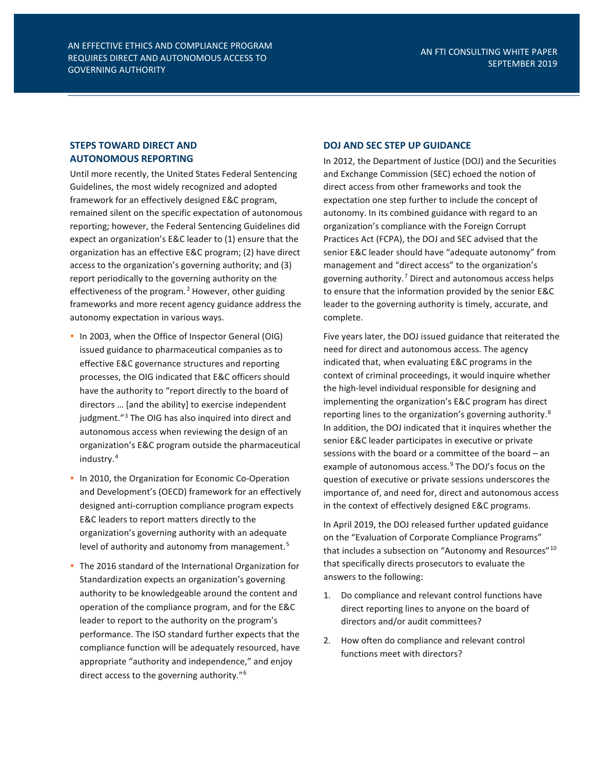## STEPS TOWARD DIRECT AND AUTONOMOUS REPORTING

Until more recently, the United States Federal Sentencing Guidelines, the most widely recognized and adopted framework for an effectively designed E&C program, remained silent on the specific expectation of autonomous reporting; however, the Federal Sentencing Guidelines did expect an organization's E&C leader to (1) ensure that the organization has an effective E&C program; (2) have direct access to the organization's governing authority; and (3) report periodically to the governing authority on the effectiveness of the program.[2] However, other guiding frameworks and more recent agency guidance address the autonomy expectation in various ways.

- In 2003, when the Office of Inspector General (OIG) issued guidance to pharmaceutical companies as to effective E&C governance structures and reporting processes, the OIG indicated that E&C officers should have the authority to "report directly to the board of directors … [and the ability] to exercise independent judgment."[3] The OIG has also inquired into direct and autonomous access when reviewing the design of an organization's E&C program outside the pharmaceutical industry.[4]
- In 2010, the Organization for Economic Co-Operation and Development's (OECD) framework for an effectively designed anti-corruption compliance program expects E&C leaders to report matters directly to the organization's governing authority with an adequate level of authority and autonomy from management.[5]
- The 2016 standard of the International Organization for Standardization expects an organization's governing authority to be knowledgeable around the content and operation of the compliance program, and for the E&C leader to report to the authority on the program's performance. The ISO standard further expects that the compliance function will be adequately resourced, have appropriate "authority and independence," and enjoy direct access to the governing authority."[6]

## DOJ AND SEC STEP UP GUIDANCE

In 2012, the Department of Justice (DOJ) and the Securities and Exchange Commission (SEC) echoed the notion of direct access from other frameworks and took the expectation one step further to include the concept of autonomy. In its combined guidance with regard to an organization's compliance with the Foreign Corrupt Practices Act (FCPA), the DOJ and SEC advised that the senior E&C leader should have "adequate autonomy" from management and "direct access" to the organization's governing authority.[7] Direct and autonomous access helps to ensure that the information provided by the senior E&C leader to the governing authority is timely, accurate, and complete.

Five years later, the DOJ issued guidance that reiterated the need for direct and autonomous access. The agency indicated that, when evaluating E&C programs in the context of criminal proceedings, it would inquire whether the high-level individual responsible for designing and implementing the organization's E&C program has direct reporting lines to the organization's governing authority.[8] In addition, the DOJ indicated that it inquires whether the senior E&C leader participates in executive or private sessions with the board or a committee of the board – an example of autonomous access.[9] The DOJ's focus on the question of executive or private sessions underscores the importance of, and need for, direct and autonomous access in the context of effectively designed E&C programs.

In April 2019, the DOJ released further updated guidance on the "Evaluation of Corporate Compliance Programs" that includes a subsection on "Autonomy and Resources"[10] that specifically directs prosecutors to evaluate the answers to the following:

1. Do compliance and relevant control functions have direct reporting lines to anyone on the board of directors and/or audit committees?
2. How often do compliance and relevant control functions meet with directors?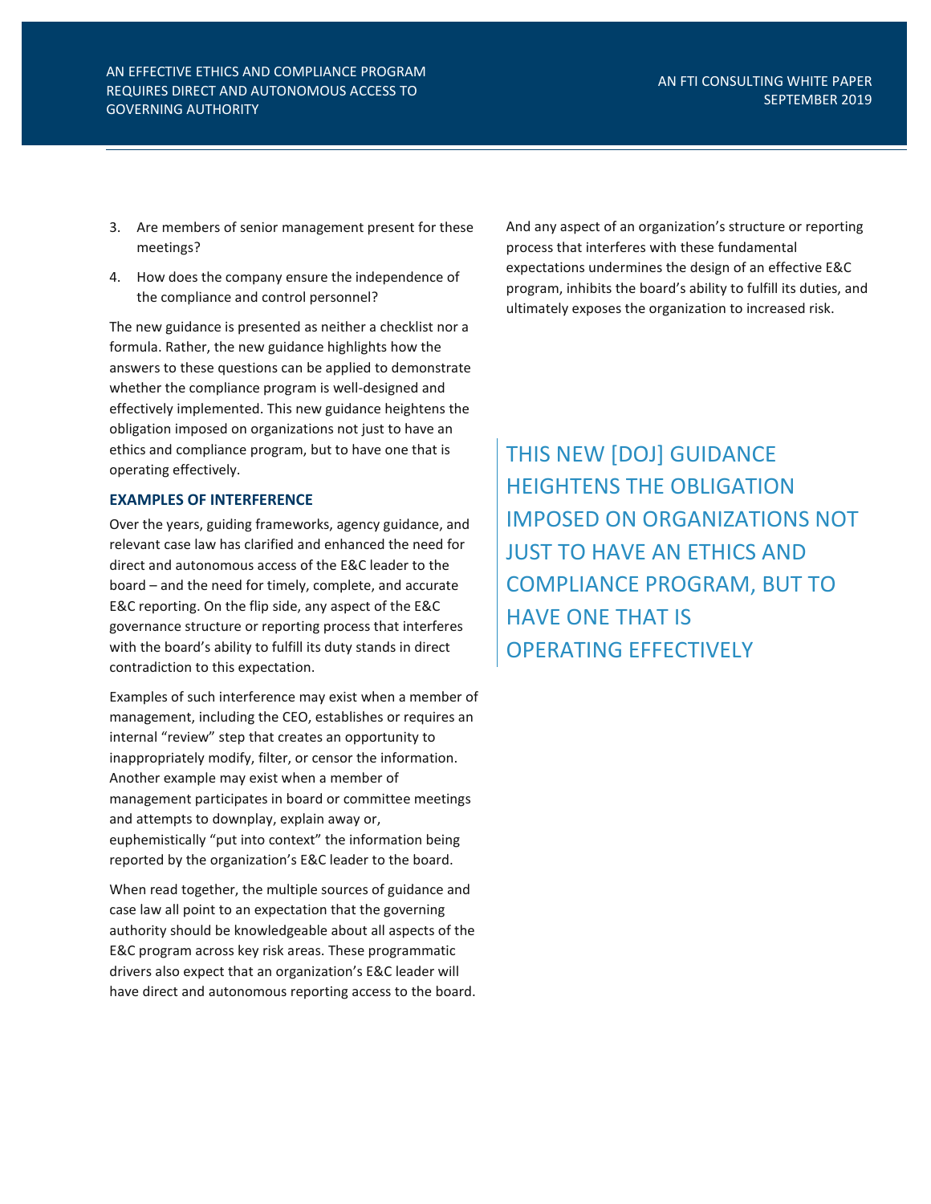3. Are members of senior management present for these meetings?
4. How does the company ensure the independence of the compliance and control personnel?

The new guidance is presented as neither a checklist nor a formula. Rather, the new guidance highlights how the answers to these questions can be applied to demonstrate whether the compliance program is well-designed and effectively implemented. This new guidance heightens the obligation imposed on organizations not just to have an ethics and compliance program, but to have one that is operating effectively.

### EXAMPLES OF INTERFERENCE

Over the years, guiding frameworks, agency guidance, and relevant case law has clarified and enhanced the need for direct and autonomous access of the E&C leader to the board – and the need for timely, complete, and accurate E&C reporting. On the flip side, any aspect of the E&C governance structure or reporting process that interferes with the board's ability to fulfill its duty stands in direct contradiction to this expectation.

Examples of such interference may exist when a member of management, including the CEO, establishes or requires an internal "review" step that creates an opportunity to inappropriately modify, filter, or censor the information. Another example may exist when a member of management participates in board or committee meetings and attempts to downplay, explain away or, euphemistically "put into context" the information being reported by the organization's E&C leader to the board.

When read together, the multiple sources of guidance and case law all point to an expectation that the governing authority should be knowledgeable about all aspects of the E&C program across key risk areas. These programmatic drivers also expect that an organization's E&C leader will have direct and autonomous reporting access to the board. And any aspect of an organization's structure or reporting process that interferes with these fundamental expectations undermines the design of an effective E&C program, inhibits the board's ability to fulfill its duties, and ultimately exposes the organization to increased risk.

> THIS NEW [DOJ] GUIDANCE HEIGHTENS THE OBLIGATION IMPOSED ON ORGANIZATIONS NOT JUST TO HAVE AN ETHICS AND COMPLIANCE PROGRAM, BUT TO HAVE ONE THAT IS OPERATING EFFECTIVELY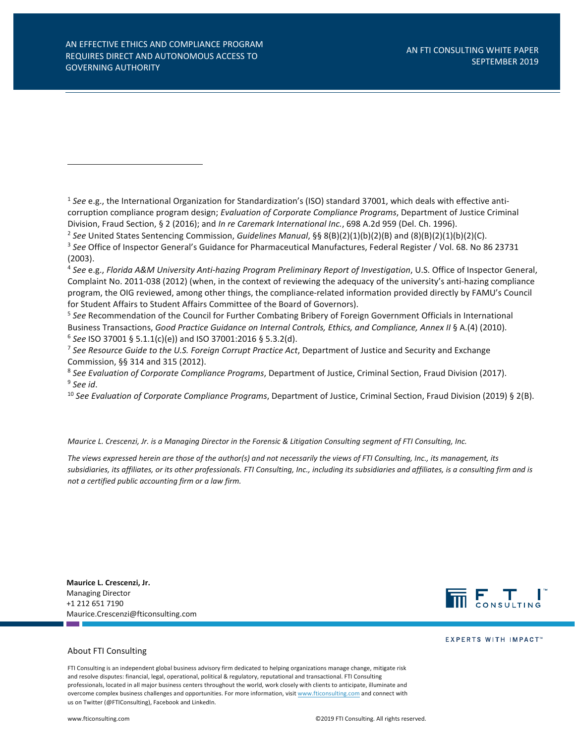[1] *See* e.g., the International Organization for Standardization's (ISO) standard 37001, which deals with effective anti-corruption compliance program design; *Evaluation of Corporate Compliance Programs*, Department of Justice Criminal Division, Fraud Section, § 2 (2016); and *In re Caremark International Inc.*, 698 A.2d 959 (Del. Ch. 1996).

[2] *See* United States Sentencing Commission, *Guidelines Manual*, §§ 8(B)(2)(1)(b)(2)(B) and (8)(B)(2)(1)(b)(2)(C).

[3] *See* Office of Inspector General's Guidance for Pharmaceutical Manufactures, Federal Register / Vol. 68. No 86 23731 (2003).

[4] *See* e.g., *Florida A&M University Anti-hazing Program Preliminary Report of Investigation*, U.S. Office of Inspector General, Complaint No. 2011-038 (2012) (when, in the context of reviewing the adequacy of the university's anti-hazing compliance program, the OIG reviewed, among other things, the compliance-related information provided directly by FAMU's Council for Student Affairs to Student Affairs Committee of the Board of Governors).

[5] *See* Recommendation of the Council for Further Combating Bribery of Foreign Government Officials in International Business Transactions, *Good Practice Guidance on Internal Controls, Ethics, and Compliance, Annex II* § A.(4) (2010).

[6] *See* ISO 37001 § 5.1.1(c)(e)) and ISO 37001:2016 § 5.3.2(d).

[7] *See Resource Guide to the U.S. Foreign Corrupt Practice Act*, Department of Justice and Security and Exchange Commission, §§ 314 and 315 (2012).

[8] *See Evaluation of Corporate Compliance Programs*, Department of Justice, Criminal Section, Fraud Division (2017).

[9] *See id*.

[10] *See Evaluation of Corporate Compliance Programs*, Department of Justice, Criminal Section, Fraud Division (2019) § 2(B).

*Maurice L. Crescenzi, Jr. is a Managing Director in the Forensic & Litigation Consulting segment of FTI Consulting, Inc.*

*The views expressed herein are those of the author(s) and not necessarily the views of FTI Consulting, Inc., its management, its subsidiaries, its affiliates, or its other professionals. FTI Consulting, Inc., including its subsidiaries and affiliates, is a consulting firm and is not a certified public accounting firm or a law firm.*

**Maurice L. Crescenzi, Jr.**
Managing Director
+1 212 651 7190
Maurice.Crescenzi@fticonsulting.com

FTI CONSULTING

EXPERTS WITH IMPACT™

About FTI Consulting

FTI Consulting is an independent global business advisory firm dedicated to helping organizations manage change, mitigate risk and resolve disputes: financial, legal, operational, political & regulatory, reputational and transactional. FTI Consulting professionals, located in all major business centers throughout the world, work closely with clients to anticipate, illuminate and overcome complex business challenges and opportunities. For more information, visit www.fticonsulting.com and connect with us on Twitter (@FTIConsulting), Facebook and LinkedIn.

www.fticonsulting.com

©2019 FTI Consulting. All rights reserved.